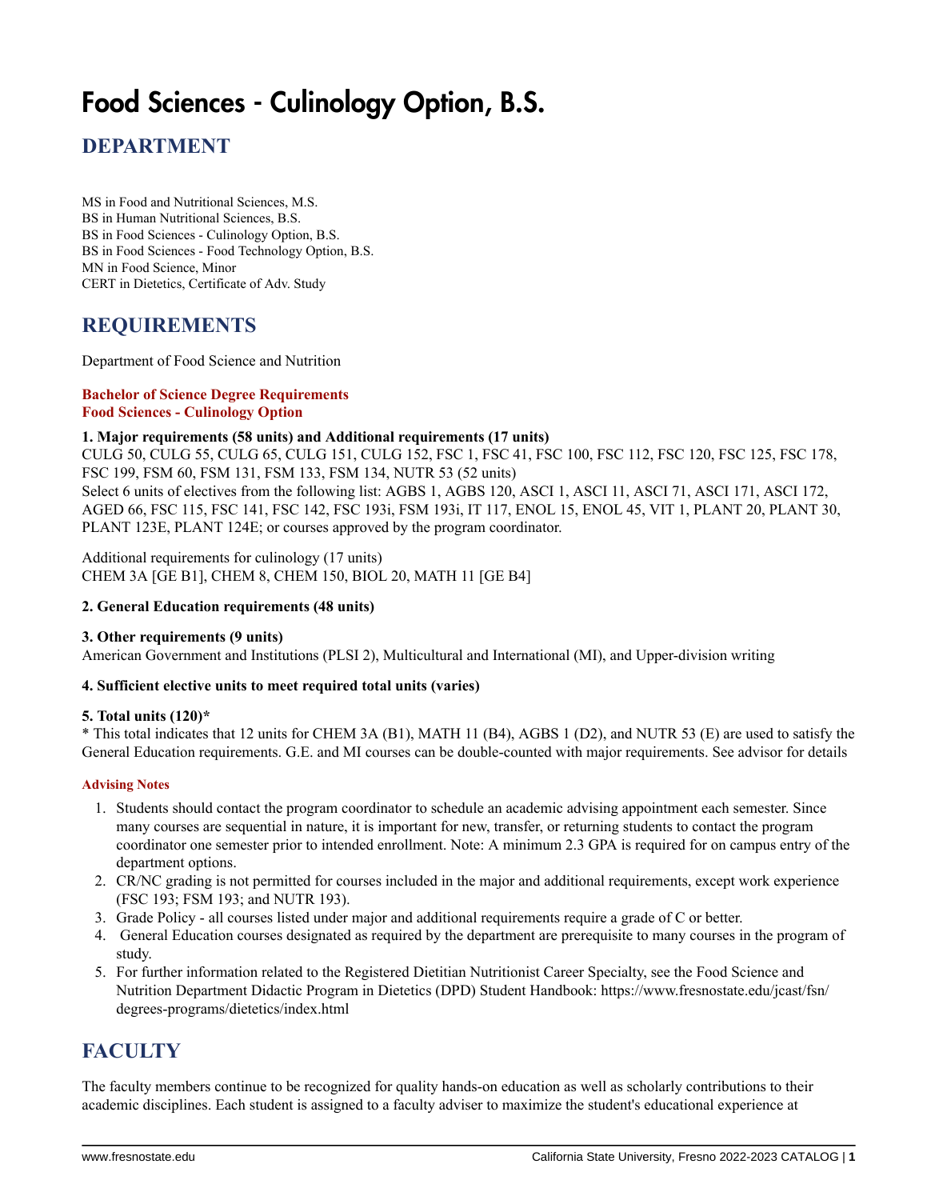# Food Sciences - Culinology Option, B.S.

## DEPARTMENT

MS in Food and Nutritional Sciences, M.S.
BS in Human Nutritional Sciences, B.S.
BS in Food Sciences - Culinology Option, B.S.
BS in Food Sciences - Food Technology Option, B.S.
MN in Food Science, Minor
CERT in Dietetics, Certificate of Adv. Study

## REQUIREMENTS

Department of Food Science and Nutrition

**Bachelor of Science Degree Requirements**
**Food Sciences - Culinology Option**

**1. Major requirements (58 units) and Additional requirements (17 units)**
CULG 50, CULG 55, CULG 65, CULG 151, CULG 152, FSC 1, FSC 41, FSC 100, FSC 112, FSC 120, FSC 125, FSC 178, FSC 199, FSM 60, FSM 131, FSM 133, FSM 134, NUTR 53 (52 units)
Select 6 units of electives from the following list: AGBS 1, AGBS 120, ASCI 1, ASCI 11, ASCI 71, ASCI 171, ASCI 172, AGED 66, FSC 115, FSC 141, FSC 142, FSC 193i, FSM 193i, IT 117, ENOL 15, ENOL 45, VIT 1, PLANT 20, PLANT 30, PLANT 123E, PLANT 124E; or courses approved by the program coordinator.

Additional requirements for culinology (17 units)
CHEM 3A [GE B1], CHEM 8, CHEM 150, BIOL 20, MATH 11 [GE B4]

**2. General Education requirements (48 units)**

**3. Other requirements (9 units)**
American Government and Institutions (PLSI 2), Multicultural and International (MI), and Upper-division writing

**4. Sufficient elective units to meet required total units (varies)**

**5. Total units (120)***
* This total indicates that 12 units for CHEM 3A (B1), MATH 11 (B4), AGBS 1 (D2), and NUTR 53 (E) are used to satisfy the General Education requirements. G.E. and MI courses can be double-counted with major requirements. See advisor for details

**Advising Notes**

1. Students should contact the program coordinator to schedule an academic advising appointment each semester. Since many courses are sequential in nature, it is important for new, transfer, or returning students to contact the program coordinator one semester prior to intended enrollment. Note: A minimum 2.3 GPA is required for on campus entry of the department options.
2. CR/NC grading is not permitted for courses included in the major and additional requirements, except work experience (FSC 193; FSM 193; and NUTR 193).
3. Grade Policy - all courses listed under major and additional requirements require a grade of C or better.
4. General Education courses designated as required by the department are prerequisite to many courses in the program of study.
5. For further information related to the Registered Dietitian Nutritionist Career Specialty, see the Food Science and Nutrition Department Didactic Program in Dietetics (DPD) Student Handbook: https://www.fresnostate.edu/jcast/fsn/degrees-programs/dietetics/index.html

## FACULTY

The faculty members continue to be recognized for quality hands-on education as well as scholarly contributions to their academic disciplines. Each student is assigned to a faculty adviser to maximize the student's educational experience at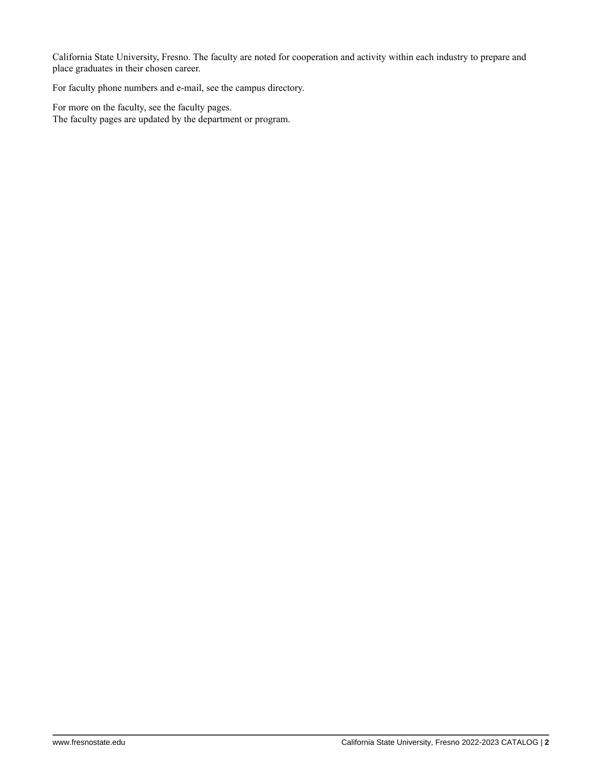California State University, Fresno. The faculty are noted for cooperation and activity within each industry to prepare and place graduates in their chosen career.

For faculty phone numbers and e-mail, see the campus directory.

For more on the faculty, see the faculty pages.
The faculty pages are updated by the department or program.